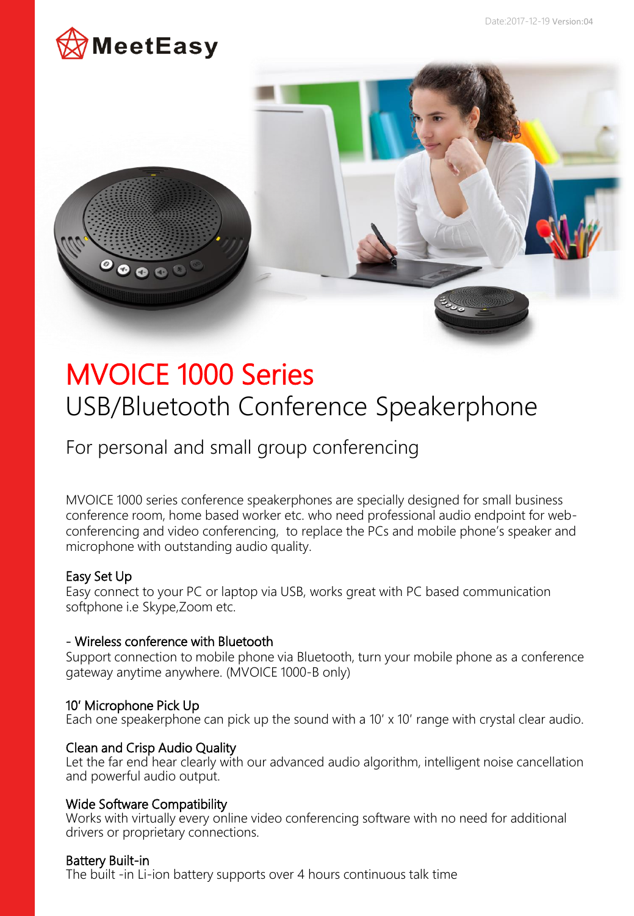Date:2017-12-19 Version:04

MeetEasy

# MVOICE 1000 Series

## USB/Bluetooth Conference Speakerphone

### For personal and small group conferencing

MVOICE 1000 series conference speakerphones are specially designed for small business conference room, home based worker etc. who need professional audio endpoint for web-conferencing and video conferencing,  to replace the PCs and mobile phone's speaker and microphone with outstanding audio quality.

**Easy Set Up**
Easy connect to your PC or laptop via USB, works great with PC based communication softphone i.e Skype,Zoom etc.

**- Wireless conference with Bluetooth**
Support connection to mobile phone via Bluetooth, turn your mobile phone as a conference gateway anytime anywhere. (MVOICE 1000-B only)

**10' Microphone Pick Up**
Each one speakerphone can pick up the sound with a 10' x 10' range with crystal clear audio.

**Clean and Crisp Audio Quality**
Let the far end hear clearly with our advanced audio algorithm, intelligent noise cancellation and powerful audio output.

**Wide Software Compatibility**
Works with virtually every online video conferencing software with no need for additional drivers or proprietary connections.

**Battery Built-in**
The built -in Li-ion battery supports over 4 hours continuous talk time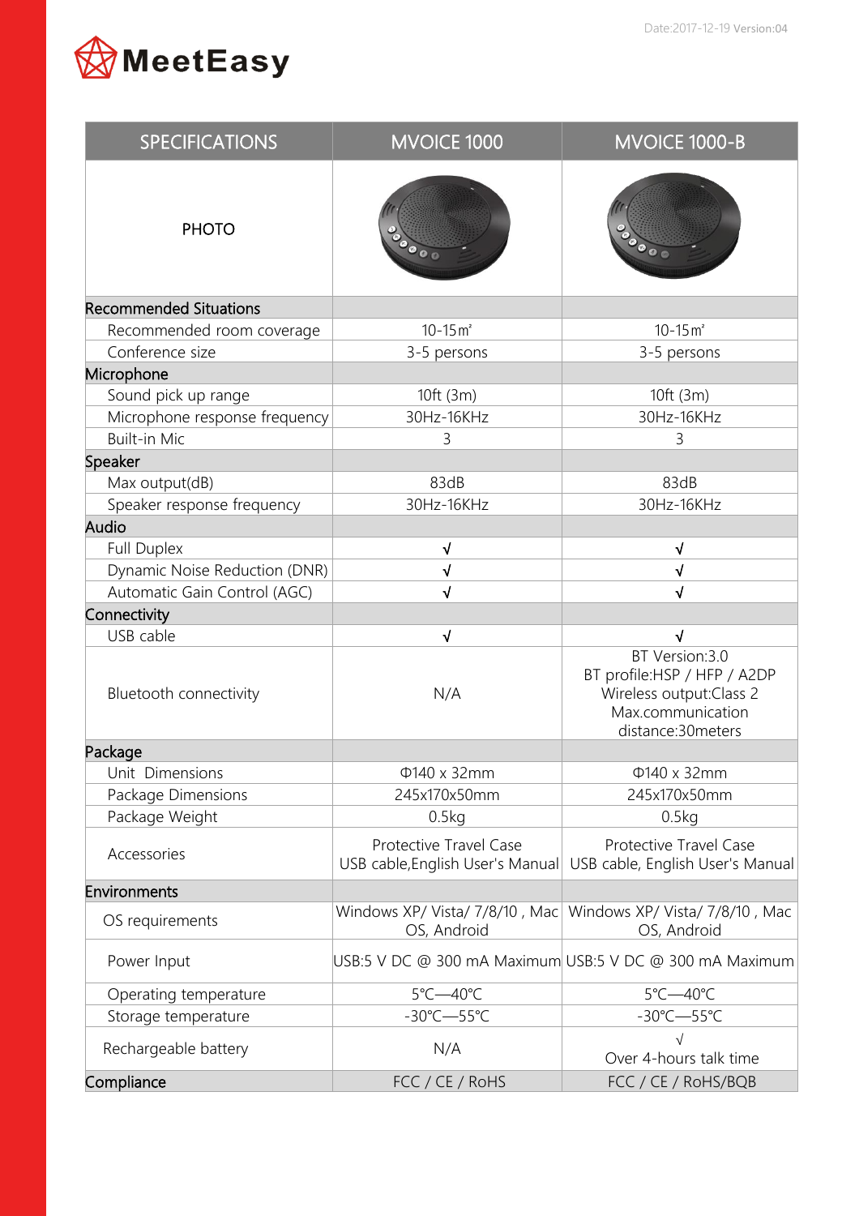**MeetEasy**

Date:2017-12-19 Version:04

| SPECIFICATIONS | MVOICE 1000 | MVOICE 1000-B |
|---|---|---|
| PHOTO | | |
| **Recommended Situations** | | |
| Recommended room coverage | 10-15㎡ | 10-15㎡ |
| Conference size | 3-5 persons | 3-5 persons |
| **Microphone** | | |
| Sound pick up range | 10ft (3m) | 10ft (3m) |
| Microphone response frequency | 30Hz-16KHz | 30Hz-16KHz |
| Built-in Mic | 3 | 3 |
| **Speaker** | | |
| Max output(dB) | 83dB | 83dB |
| Speaker response frequency | 30Hz-16KHz | 30Hz-16KHz |
| **Audio** | | |
| Full Duplex | √ | √ |
| Dynamic Noise Reduction (DNR) | √ | √ |
| Automatic Gain Control (AGC) | √ | √ |
| **Connectivity** | | |
| USB cable | √ | √ |
| Bluetooth connectivity | N/A | BT Version:3.0<br>BT profile:HSP / HFP / A2DP<br>Wireless output:Class 2<br>Max.communication distance:30meters |
| **Package** | | |
| Unit Dimensions | Φ140 x 32mm | Φ140 x 32mm |
| Package Dimensions | 245x170x50mm | 245x170x50mm |
| Package Weight | 0.5kg | 0.5kg |
| Accessories | Protective Travel Case<br>USB cable,English User's Manual | Protective Travel Case<br>USB cable, English User's Manual |
| **Environments** | | |
| OS requirements | Windows XP/ Vista/ 7/8/10 , Mac OS, Android | Windows XP/ Vista/ 7/8/10 , Mac OS, Android |
| Power Input | USB:5 V DC @ 300 mA Maximum | USB:5 V DC @ 300 mA Maximum |
| Operating temperature | 5℃—40℃ | 5℃—40℃ |
| Storage temperature | -30℃—55℃ | -30℃—55℃ |
| Rechargeable battery | N/A | √<br>Over 4-hours talk time |
| **Compliance** | FCC / CE / RoHS | FCC / CE / RoHS/BQB |